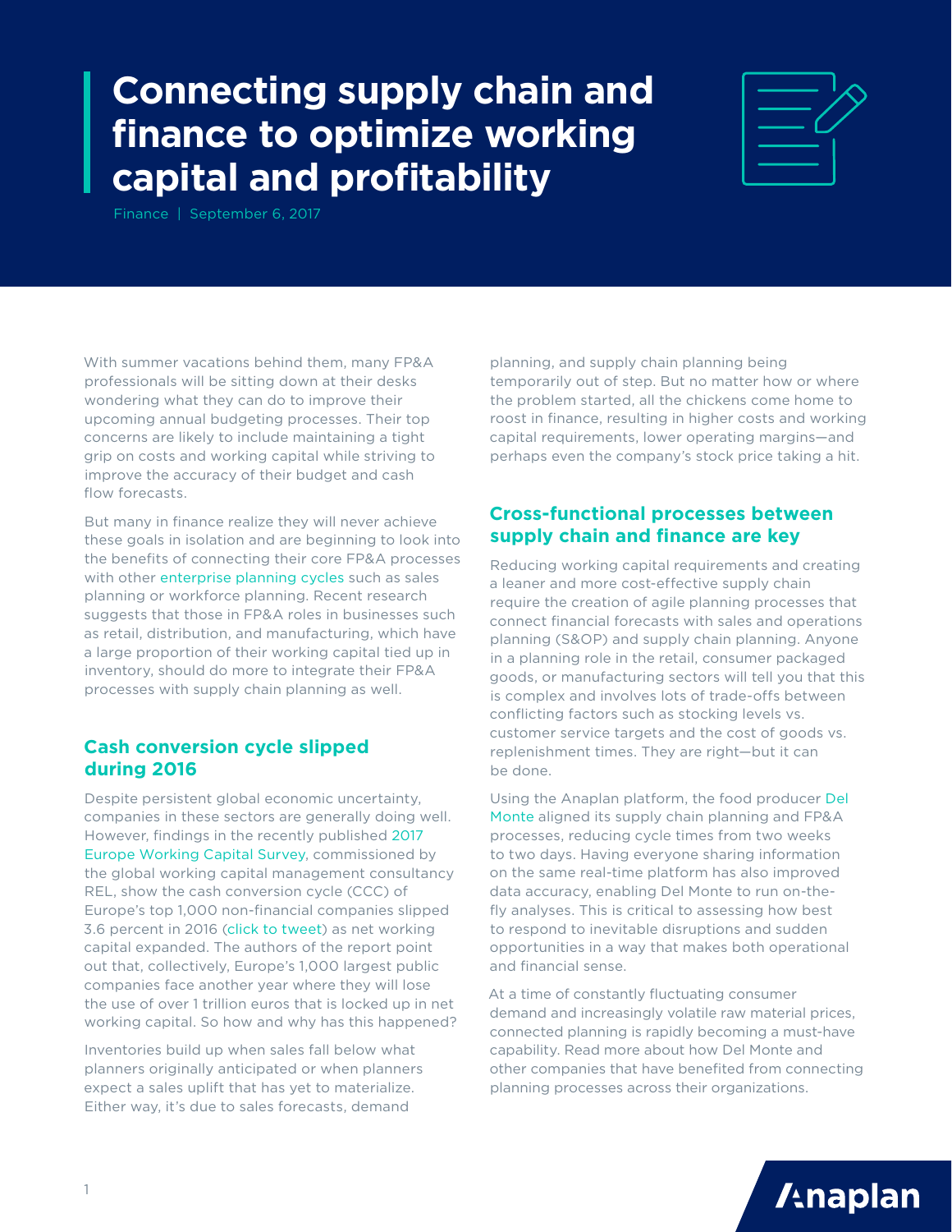# Connecting supply chain and finance to optimize working capital and profitability

Finance | September 6, 2017

With summer vacations behind them, many FP&A professionals will be sitting down at their desks wondering what they can do to improve their upcoming annual budgeting processes. Their top concerns are likely to include maintaining a tight grip on costs and working capital while striving to improve the accuracy of their budget and cash flow forecasts.

But many in finance realize they will never achieve these goals in isolation and are beginning to look into the benefits of connecting their core FP&A processes with other enterprise planning cycles such as sales planning or workforce planning. Recent research suggests that those in FP&A roles in businesses such as retail, distribution, and manufacturing, which have a large proportion of their working capital tied up in inventory, should do more to integrate their FP&A processes with supply chain planning as well.

## Cash conversion cycle slipped during 2016

Despite persistent global economic uncertainty, companies in these sectors are generally doing well. However, findings in the recently published 2017 Europe Working Capital Survey, commissioned by the global working capital management consultancy REL, show the cash conversion cycle (CCC) of Europe's top 1,000 non-financial companies slipped 3.6 percent in 2016 (click to tweet) as net working capital expanded. The authors of the report point out that, collectively, Europe's 1,000 largest public companies face another year where they will lose the use of over 1 trillion euros that is locked up in net working capital. So how and why has this happened?

Inventories build up when sales fall below what planners originally anticipated or when planners expect a sales uplift that has yet to materialize. Either way, it's due to sales forecasts, demand planning, and supply chain planning being temporarily out of step. But no matter how or where the problem started, all the chickens come home to roost in finance, resulting in higher costs and working capital requirements, lower operating margins—and perhaps even the company's stock price taking a hit.

## Cross-functional processes between supply chain and finance are key

Reducing working capital requirements and creating a leaner and more cost-effective supply chain require the creation of agile planning processes that connect financial forecasts with sales and operations planning (S&OP) and supply chain planning. Anyone in a planning role in the retail, consumer packaged goods, or manufacturing sectors will tell you that this is complex and involves lots of trade-offs between conflicting factors such as stocking levels vs. customer service targets and the cost of goods vs. replenishment times. They are right—but it can be done.

Using the Anaplan platform, the food producer Del Monte aligned its supply chain planning and FP&A processes, reducing cycle times from two weeks to two days. Having everyone sharing information on the same real-time platform has also improved data accuracy, enabling Del Monte to run on-the-fly analyses. This is critical to assessing how best to respond to inevitable disruptions and sudden opportunities in a way that makes both operational and financial sense.

At a time of constantly fluctuating consumer demand and increasingly volatile raw material prices, connected planning is rapidly becoming a must-have capability. Read more about how Del Monte and other companies that have benefited from connecting planning processes across their organizations.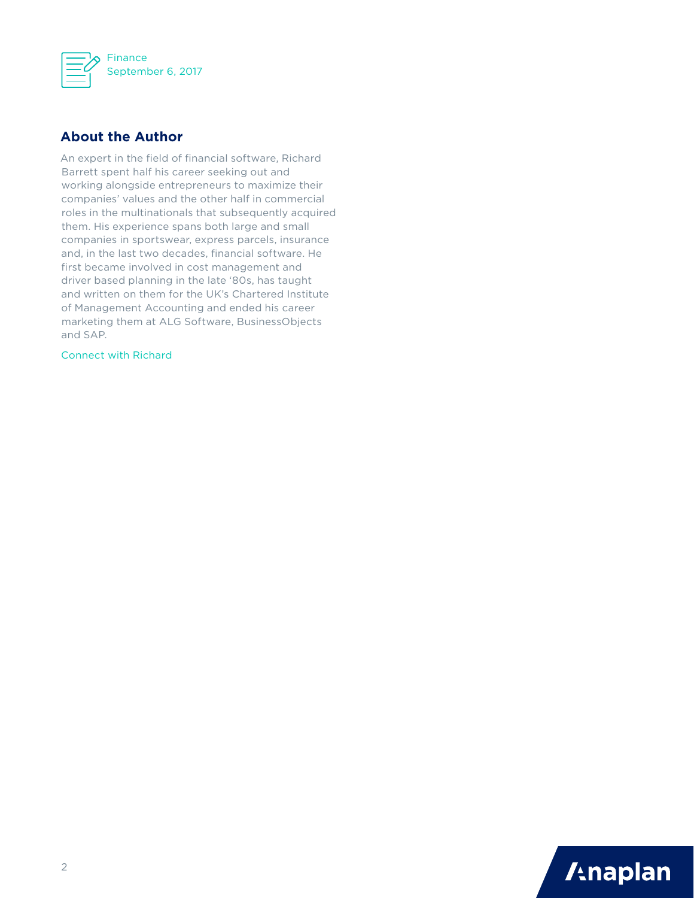Finance
September 6, 2017

## About the Author

An expert in the field of financial software, Richard Barrett spent half his career seeking out and working alongside entrepreneurs to maximize their companies' values and the other half in commercial roles in the multinationals that subsequently acquired them. His experience spans both large and small companies in sportswear, express parcels, insurance and, in the last two decades, financial software. He first became involved in cost management and driver based planning in the late '80s, has taught and written on them for the UK's Chartered Institute of Management Accounting and ended his career marketing them at ALG Software, BusinessObjects and SAP.

Connect with Richard